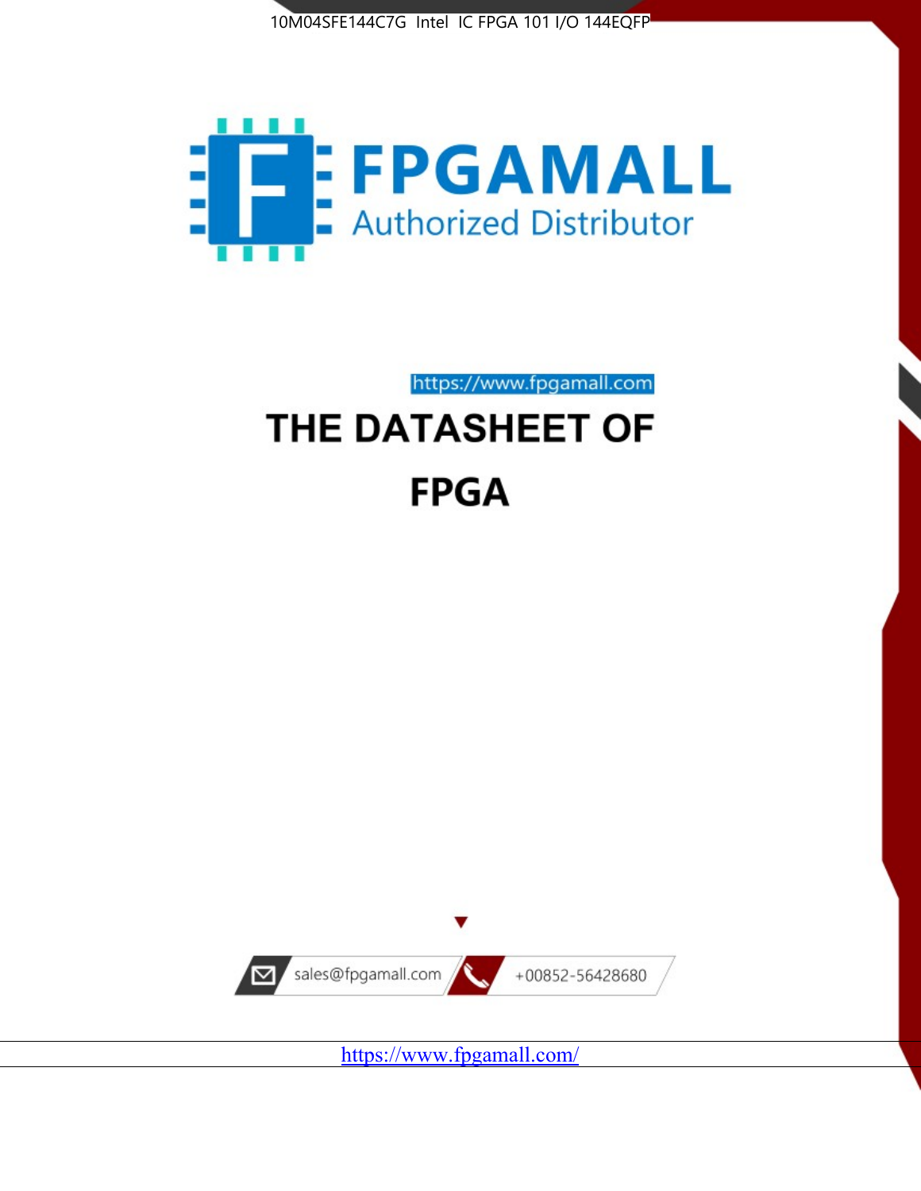10M04SFE144C7G Intel IC FPGA 101 I/O 144EQFP

FPGAMALL

Authorized Distributor

https://www.fpgamall.com

# THE DATASHEET OF

# FPGA

sales@fpgamall.com

+00852-56428680

https://www.fpgamall.com/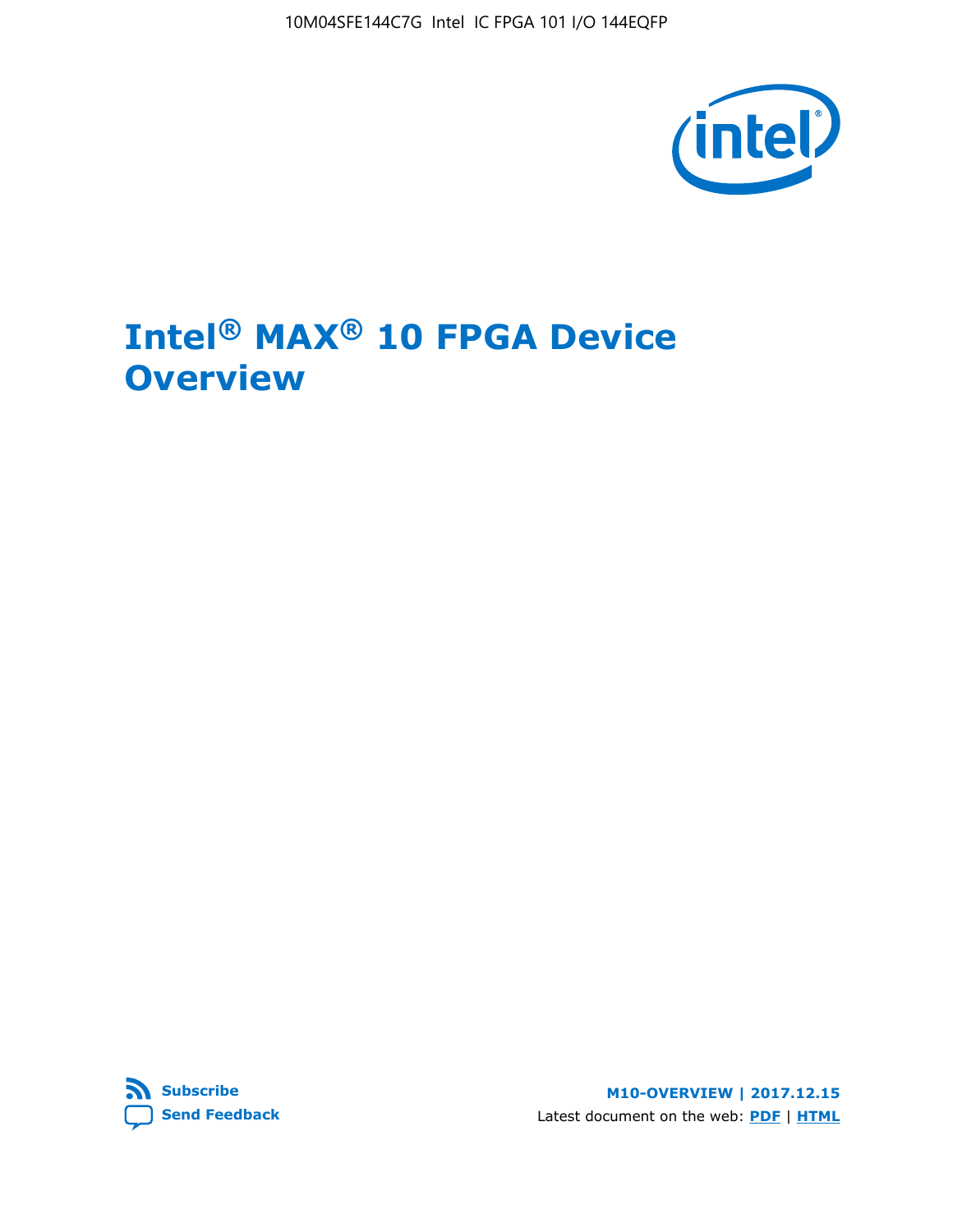# Intel® MAX® 10 FPGA Device Overview

M10-OVERVIEW | 2017.12.15

Latest document on the web: **PDF** | **HTML**

**Subscribe**

**Send Feedback**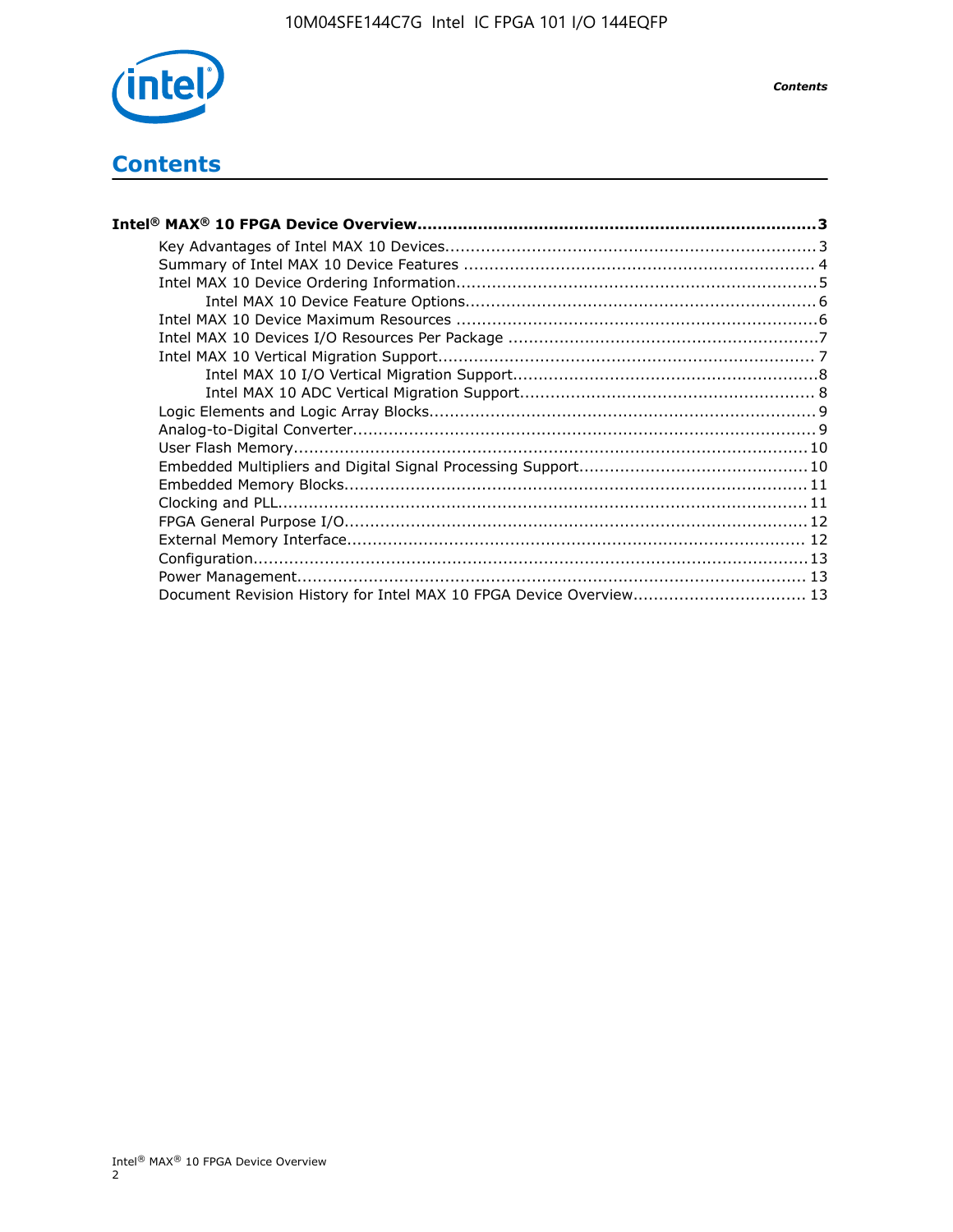# Contents

**Intel® MAX® 10 FPGA Device Overview....................................................................3**

- Key Advantages of Intel MAX 10 Devices.......................................................................3
- Summary of Intel MAX 10 Device Features .................................................................... 4
- Intel MAX 10 Device Ordering Information......................................................................5
    - Intel MAX 10 Device Feature Options....................................................................6
- Intel MAX 10 Device Maximum Resources ......................................................................6
- Intel MAX 10 Devices I/O Resources Per Package ............................................................7
- Intel MAX 10 Vertical Migration Support........................................................................ 7
    - Intel MAX 10 I/O Vertical Migration Support...........................................................8
    - Intel MAX 10 ADC Vertical Migration Support......................................................... 8
- Logic Elements and Logic Array Blocks...........................................................................9
- Analog-to-Digital Converter.........................................................................................9
- User Flash Memory................................................................................................... 10
- Embedded Multipliers and Digital Signal Processing Support............................................ 10
- Embedded Memory Blocks......................................................................................... 11
- Clocking and PLL...................................................................................................... 11
- FPGA General Purpose I/O......................................................................................... 12
- External Memory Interface........................................................................................ 12
- Configuration........................................................................................................... 13
- Power Management.................................................................................................. 13
- Document Revision History for Intel MAX 10 FPGA Device Overview................................. 13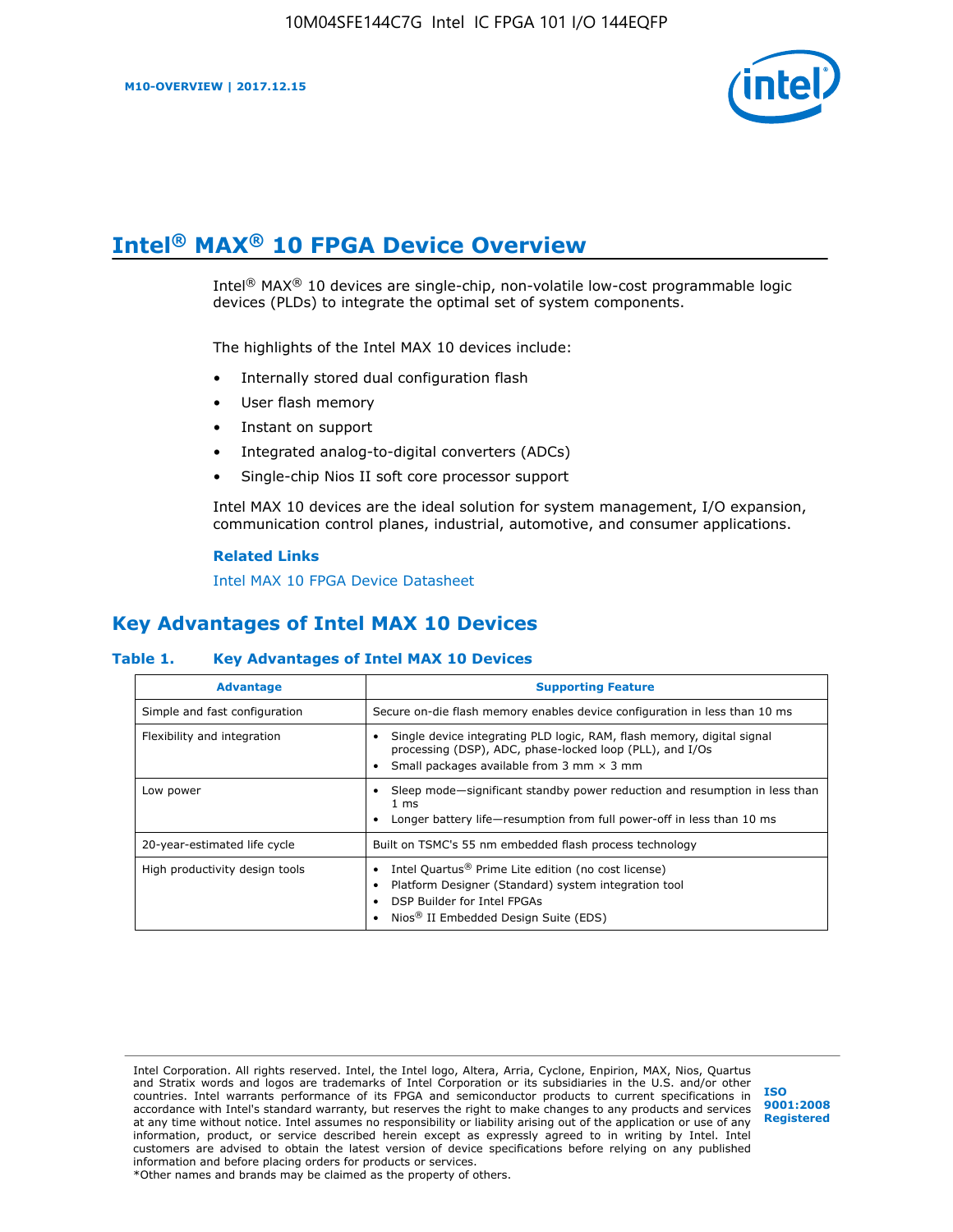# Intel® MAX® 10 FPGA Device Overview

Intel® MAX® 10 devices are single-chip, non-volatile low-cost programmable logic devices (PLDs) to integrate the optimal set of system components.

The highlights of the Intel MAX 10 devices include:

- Internally stored dual configuration flash
- User flash memory
- Instant on support
- Integrated analog-to-digital converters (ADCs)
- Single-chip Nios II soft core processor support

Intel MAX 10 devices are the ideal solution for system management, I/O expansion, communication control planes, industrial, automotive, and consumer applications.

**Related Links**

Intel MAX 10 FPGA Device Datasheet

## Key Advantages of Intel MAX 10 Devices

**Table 1. Key Advantages of Intel MAX 10 Devices**

| Advantage | Supporting Feature |
|---|---|
| Simple and fast configuration | Secure on-die flash memory enables device configuration in less than 10 ms |
| Flexibility and integration | • Single device integrating PLD logic, RAM, flash memory, digital signal processing (DSP), ADC, phase-locked loop (PLL), and I/Os<br>• Small packages available from 3 mm × 3 mm |
| Low power | • Sleep mode—significant standby power reduction and resumption in less than 1 ms<br>• Longer battery life—resumption from full power-off in less than 10 ms |
| 20-year-estimated life cycle | Built on TSMC's 55 nm embedded flash process technology |
| High productivity design tools | • Intel Quartus® Prime Lite edition (no cost license)<br>• Platform Designer (Standard) system integration tool<br>• DSP Builder for Intel FPGAs<br>• Nios® II Embedded Design Suite (EDS) |

Intel Corporation. All rights reserved. Intel, the Intel logo, Altera, Arria, Cyclone, Enpirion, MAX, Nios, Quartus and Stratix words and logos are trademarks of Intel Corporation or its subsidiaries in the U.S. and/or other countries. Intel warrants performance of its FPGA and semiconductor products to current specifications in accordance with Intel's standard warranty, but reserves the right to make changes to any products and services at any time without notice. Intel assumes no responsibility or liability arising out of the application or use of any information, product, or service described herein except as expressly agreed to in writing by Intel. Intel customers are advised to obtain the latest version of device specifications before relying on any published information and before placing orders for products or services.
*Other names and brands may be claimed as the property of others.

**ISO 9001:2008 Registered**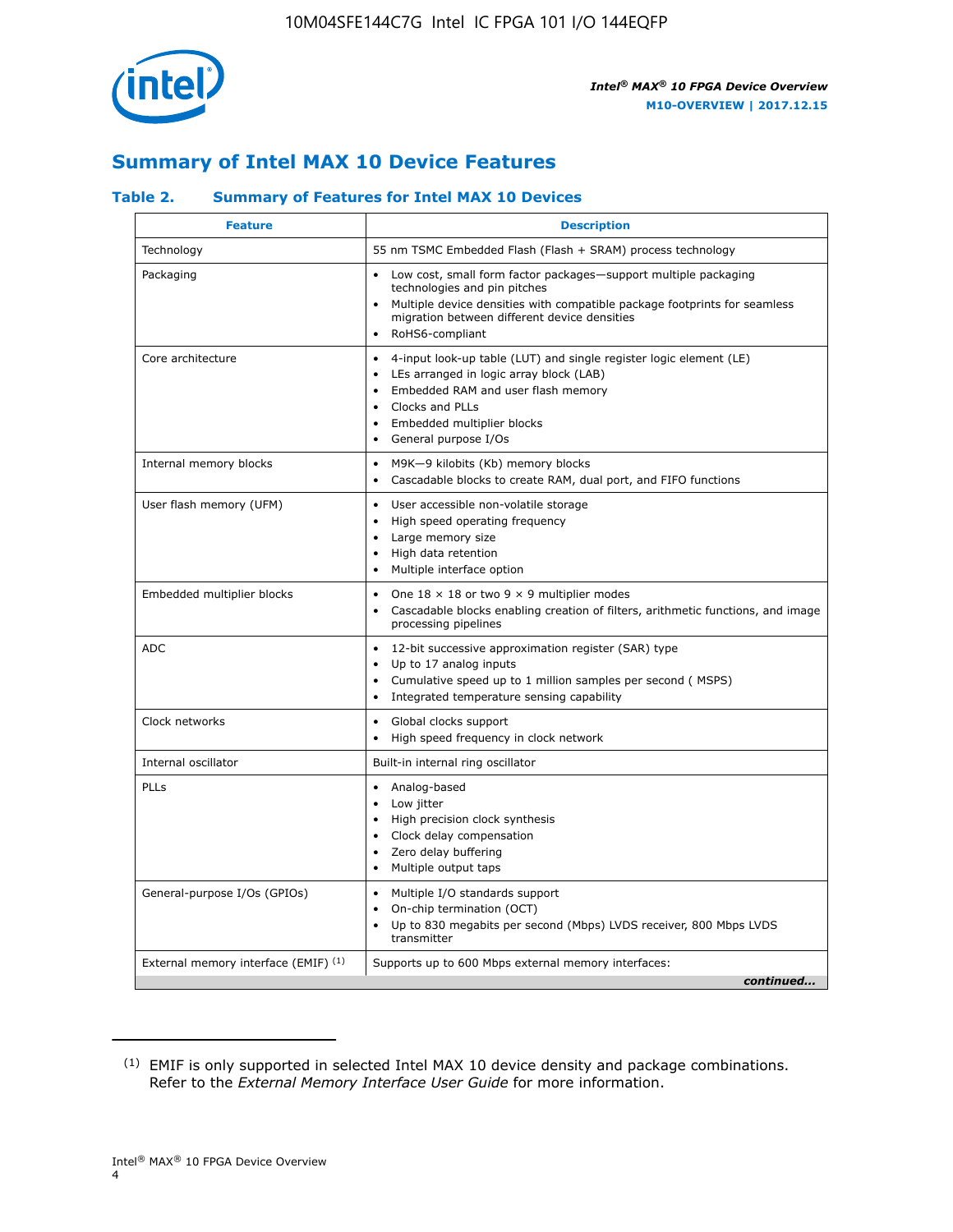## Summary of Intel MAX 10 Device Features

### Table 2. Summary of Features for Intel MAX 10 Devices

| Feature | Description |
| --- | --- |
| Technology | 55 nm TSMC Embedded Flash (Flash + SRAM) process technology |
| Packaging | • Low cost, small form factor packages—support multiple packaging technologies and pin pitches<br>• Multiple device densities with compatible package footprints for seamless migration between different device densities<br>• RoHS6-compliant |
| Core architecture | • 4-input look-up table (LUT) and single register logic element (LE)<br>• LEs arranged in logic array block (LAB)<br>• Embedded RAM and user flash memory<br>• Clocks and PLLs<br>• Embedded multiplier blocks<br>• General purpose I/Os |
| Internal memory blocks | • M9K—9 kilobits (Kb) memory blocks<br>• Cascadable blocks to create RAM, dual port, and FIFO functions |
| User flash memory (UFM) | • User accessible non-volatile storage<br>• High speed operating frequency<br>• Large memory size<br>• High data retention<br>• Multiple interface option |
| Embedded multiplier blocks | • One 18 × 18 or two 9 × 9 multiplier modes<br>• Cascadable blocks enabling creation of filters, arithmetic functions, and image processing pipelines |
| ADC | • 12-bit successive approximation register (SAR) type<br>• Up to 17 analog inputs<br>• Cumulative speed up to 1 million samples per second ( MSPS)<br>• Integrated temperature sensing capability |
| Clock networks | • Global clocks support<br>• High speed frequency in clock network |
| Internal oscillator | Built-in internal ring oscillator |
| PLLs | • Analog-based<br>• Low jitter<br>• High precision clock synthesis<br>• Clock delay compensation<br>• Zero delay buffering<br>• Multiple output taps |
| General-purpose I/Os (GPIOs) | • Multiple I/O standards support<br>• On-chip termination (OCT)<br>• Up to 830 megabits per second (Mbps) LVDS receiver, 800 Mbps LVDS transmitter |
| External memory interface (EMIF) [(1)] | Supports up to 600 Mbps external memory interfaces: |

*continued...*

(1) EMIF is only supported in selected Intel MAX 10 device density and package combinations. Refer to the *External Memory Interface User Guide* for more information.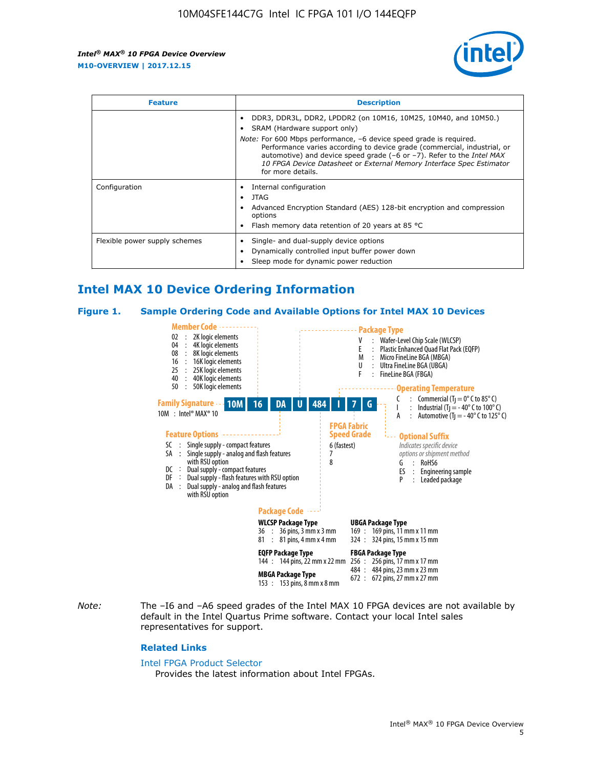| Feature | Description |
| --- | --- |
| | • DDR3, DDR3L, DDR2, LPDDR2 (on 10M16, 10M25, 10M40, and 10M50.)<br>• SRAM (Hardware support only)<br>*Note:* For 600 Mbps performance, –6 device speed grade is required. Performance varies according to device grade (commercial, industrial, or automotive) and device speed grade (–6 or –7). Refer to the *Intel MAX 10 FPGA Device Datasheet* or *External Memory Interface Spec Estimator* for more details. |
| Configuration | • Internal configuration<br>• JTAG<br>• Advanced Encryption Standard (AES) 128-bit encryption and compression options<br>• Flash memory data retention of 20 years at 85 °C |
| Flexible power supply schemes | • Single- and dual-supply device options<br>• Dynamically controlled input buffer power down<br>• Sleep mode for dynamic power reduction |

## Intel MAX 10 Device Ordering Information

### Figure 1. Sample Ordering Code and Available Options for Intel MAX 10 Devices

Example ordering code: **10M 16 DA U 484 I 7 G**

**Family Signature**
10M : Intel® MAX® 10

**Member Code**
- 02 : 2K logic elements
- 04 : 4K logic elements
- 08 : 8K logic elements
- 16 : 16K logic elements
- 25 : 25K logic elements
- 40 : 40K logic elements
- 50 : 50K logic elements

**Feature Options**
- SC : Single supply - compact features
- SA : Single supply - analog and flash features with RSU option
- DC : Dual supply - compact features
- DF : Dual supply - flash features with RSU option
- DA : Dual supply - analog and flash features with RSU option

**Package Type**
- V : Wafer-Level Chip Scale (WLCSP)
- E : Plastic Enhanced Quad Flat Pack (EQFP)
- M : Micro FineLine BGA (MBGA)
- U : Ultra FineLine BGA (UBGA)
- F : FineLine BGA (FBGA)

**Package Code**

WLCSP Package Type
- 36 : 36 pins, 3 mm x 3 mm
- 81 : 81 pins, 4 mm x 4 mm

EQFP Package Type
- 144 : 144 pins, 22 mm x 22 mm

MBGA Package Type
- 153 : 153 pins, 8 mm x 8 mm

UBGA Package Type
- 169 : 169 pins, 11 mm x 11 mm
- 324 : 324 pins, 15 mm x 15 mm

FBGA Package Type
- 256 : 256 pins, 17 mm x 17 mm
- 484 : 484 pins, 23 mm x 23 mm
- 672 : 672 pins, 27 mm x 27 mm

**Operating Temperature**
- C : Commercial ($T_J$ = 0° C to 85° C)
- I : Industrial ($T_J$ = - 40° C to 100° C)
- A : Automotive ($T_J$ = - 40° C to 125° C)

**FPGA Fabric Speed Grade**
- 6 (fastest)
- 7
- 8

**Optional Suffix**
*Indicates specific device options or shipment method*
- G : RoHS6
- ES : Engineering sample
- P : Leaded package

*Note:* The –I6 and –A6 speed grades of the Intel MAX 10 FPGA devices are not available by default in the Intel Quartus Prime software. Contact your local Intel sales representatives for support.

### Related Links

Intel FPGA Product Selector
Provides the latest information about Intel FPGAs.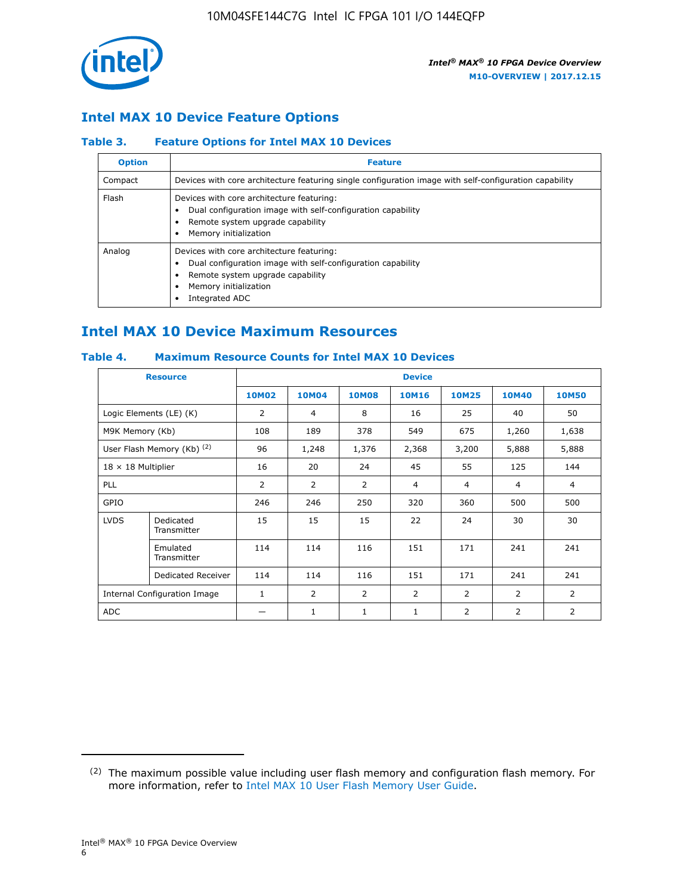## Intel MAX 10 Device Feature Options

### Table 3. Feature Options for Intel MAX 10 Devices

| Option | Feature |
|---|---|
| Compact | Devices with core architecture featuring single configuration image with self-configuration capability |
| Flash | Devices with core architecture featuring:<br>• Dual configuration image with self-configuration capability<br>• Remote system upgrade capability<br>• Memory initialization |
| Analog | Devices with core architecture featuring:<br>• Dual configuration image with self-configuration capability<br>• Remote system upgrade capability<br>• Memory initialization<br>• Integrated ADC |

## Intel MAX 10 Device Maximum Resources

### Table 4. Maximum Resource Counts for Intel MAX 10 Devices

| Resource | | Device | | | | | | |
|---|---|---|---|---|---|---|---|---|
| | | 10M02 | 10M04 | 10M08 | 10M16 | 10M25 | 10M40 | 10M50 |
| Logic Elements (LE) (K) | | 2 | 4 | 8 | 16 | 25 | 40 | 50 |
| M9K Memory (Kb) | | 108 | 189 | 378 | 549 | 675 | 1,260 | 1,638 |
| User Flash Memory (Kb) [2] | | 96 | 1,248 | 1,376 | 2,368 | 3,200 | 5,888 | 5,888 |
| 18 × 18 Multiplier | | 16 | 20 | 24 | 45 | 55 | 125 | 144 |
| PLL | | 2 | 2 | 2 | 4 | 4 | 4 | 4 |
| GPIO | | 246 | 246 | 250 | 320 | 360 | 500 | 500 |
| LVDS | Dedicated Transmitter | 15 | 15 | 15 | 22 | 24 | 30 | 30 |
| | Emulated Transmitter | 114 | 114 | 116 | 151 | 171 | 241 | 241 |
| | Dedicated Receiver | 114 | 114 | 116 | 151 | 171 | 241 | 241 |
| Internal Configuration Image | | 1 | 2 | 2 | 2 | 2 | 2 | 2 |
| ADC | | — | 1 | 1 | 1 | 2 | 2 | 2 |

[2] The maximum possible value including user flash memory and configuration flash memory. For more information, refer to Intel MAX 10 User Flash Memory User Guide.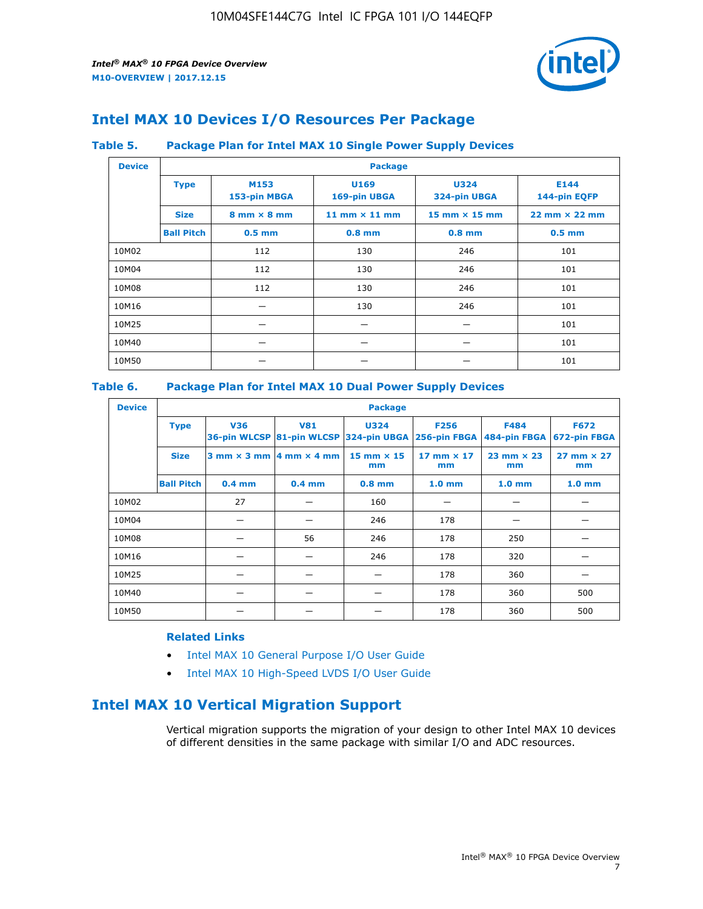## Intel MAX 10 Devices I/O Resources Per Package

### Table 5. Package Plan for Intel MAX 10 Single Power Supply Devices

| Device | Package | | | | |
|---|---|---|---|---|---|
| | **Type** | **M153** 153-pin MBGA | **U169** 169-pin UBGA | **U324** 324-pin UBGA | **E144** 144-pin EQFP |
| | **Size** | 8 mm × 8 mm | 11 mm × 11 mm | 15 mm × 15 mm | 22 mm × 22 mm |
| | **Ball Pitch** | 0.5 mm | 0.8 mm | 0.8 mm | 0.5 mm |
| 10M02 | | 112 | 130 | 246 | 101 |
| 10M04 | | 112 | 130 | 246 | 101 |
| 10M08 | | 112 | 130 | 246 | 101 |
| 10M16 | | — | 130 | 246 | 101 |
| 10M25 | | — | — | — | 101 |
| 10M40 | | — | — | — | 101 |
| 10M50 | | — | — | — | 101 |

### Table 6. Package Plan for Intel MAX 10 Dual Power Supply Devices

| Device | Package | | | | | | |
|---|---|---|---|---|---|---|---|
| | **Type** | **V36** 36-pin WLCSP | **V81** 81-pin WLCSP | **U324** 324-pin UBGA | **F256** 256-pin FBGA | **F484** 484-pin FBGA | **F672** 672-pin FBGA |
| | **Size** | 3 mm × 3 mm | 4 mm × 4 mm | 15 mm × 15 mm | 17 mm × 17 mm | 23 mm × 23 mm | 27 mm × 27 mm |
| | **Ball Pitch** | 0.4 mm | 0.4 mm | 0.8 mm | 1.0 mm | 1.0 mm | 1.0 mm |
| 10M02 | | 27 | — | 160 | — | — | — |
| 10M04 | | — | — | 246 | 178 | — | — |
| 10M08 | | — | 56 | 246 | 178 | 250 | — |
| 10M16 | | — | — | 246 | 178 | 320 | — |
| 10M25 | | — | — | — | 178 | 360 | — |
| 10M40 | | — | — | — | 178 | 360 | 500 |
| 10M50 | | — | — | — | 178 | 360 | 500 |

**Related Links**

- Intel MAX 10 General Purpose I/O User Guide
- Intel MAX 10 High-Speed LVDS I/O User Guide

## Intel MAX 10 Vertical Migration Support

Vertical migration supports the migration of your design to other Intel MAX 10 devices of different densities in the same package with similar I/O and ADC resources.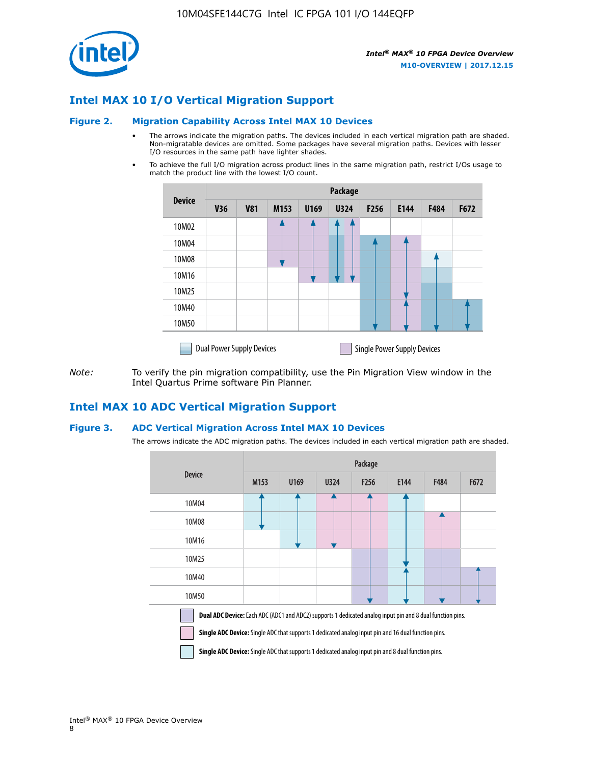## Intel MAX 10 I/O Vertical Migration Support

### Figure 2. Migration Capability Across Intel MAX 10 Devices

- The arrows indicate the migration paths. The devices included in each vertical migration path are shaded. Non-migratable devices are omitted. Some packages have several migration paths. Devices with lesser I/O resources in the same path have lighter shades.
- To achieve the full I/O migration across product lines in the same migration path, restrict I/Os usage to match the product line with the lowest I/O count.

| Device | Package | | | | | | | | |
|---|---|---|---|---|---|---|---|---|---|
| | V36 | V81 | M153 | U169 | U324 | F256 | E144 | F484 | F672 |
| 10M02 | | | | | | | | | |
| 10M04 | | | | | | | | | |
| 10M08 | | | | | | | | | |
| 10M16 | | | | | | | | | |
| 10M25 | | | | | | | | | |
| 10M40 | | | | | | | | | |
| 10M50 | | | | | | | | | |

Dual Power Supply Devices    Single Power Supply Devices

*Note:* To verify the pin migration compatibility, use the Pin Migration View window in the Intel Quartus Prime software Pin Planner.

## Intel MAX 10 ADC Vertical Migration Support

### Figure 3. ADC Vertical Migration Across Intel MAX 10 Devices

The arrows indicate the ADC migration paths. The devices included in each vertical migration path are shaded.

| Device | Package | | | | | | |
|---|---|---|---|---|---|---|---|
| | M153 | U169 | U324 | F256 | E144 | F484 | F672 |
| 10M04 | | | | | | | |
| 10M08 | | | | | | | |
| 10M16 | | | | | | | |
| 10M25 | | | | | | | |
| 10M40 | | | | | | | |
| 10M50 | | | | | | | |

**Dual ADC Device:** Each ADC (ADC1 and ADC2) supports 1 dedicated analog input pin and 8 dual function pins.

**Single ADC Device:** Single ADC that supports 1 dedicated analog input pin and 16 dual function pins.

**Single ADC Device:** Single ADC that supports 1 dedicated analog input pin and 8 dual function pins.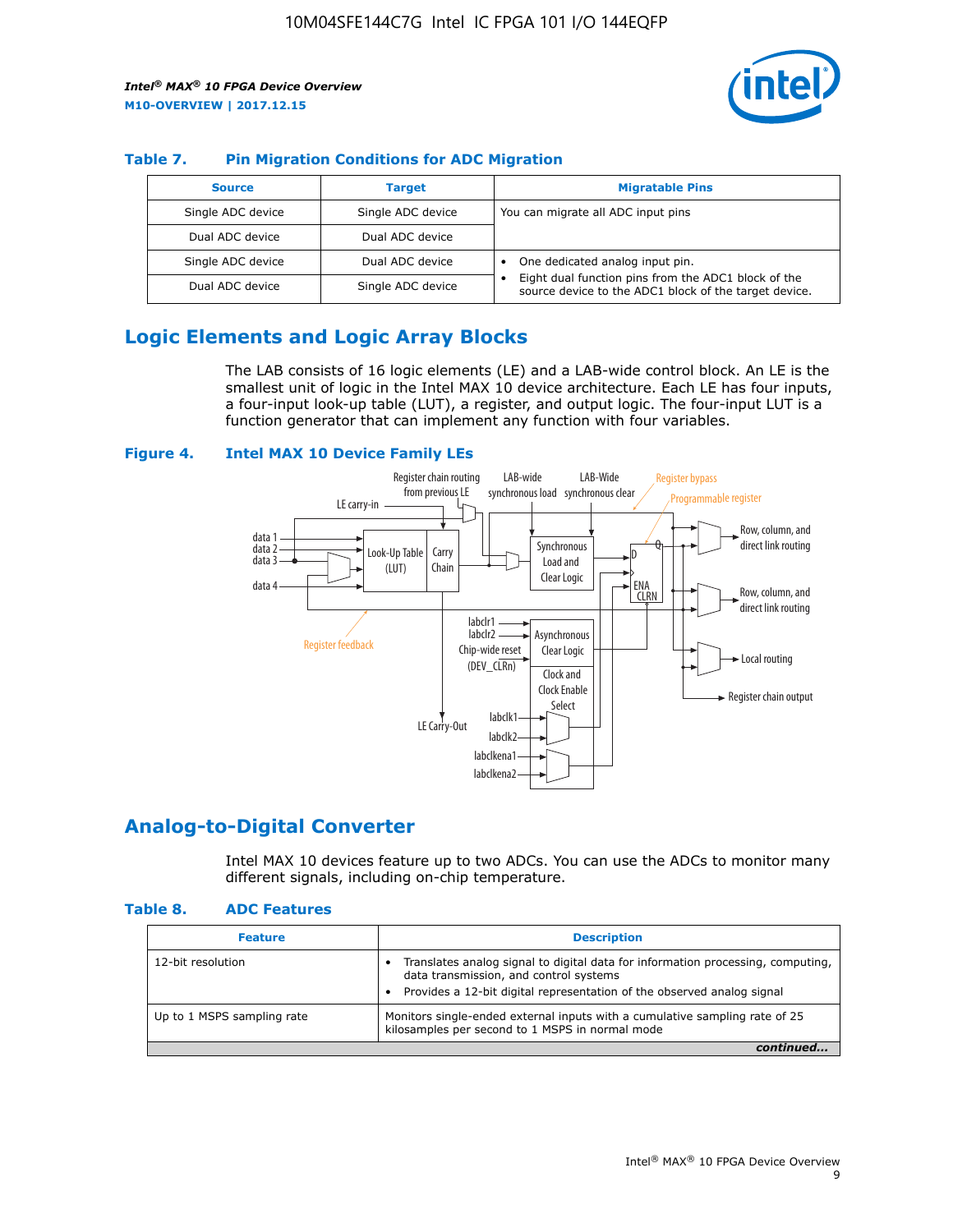**Table 7. Pin Migration Conditions for ADC Migration**

| Source | Target | Migratable Pins |
| --- | --- | --- |
| Single ADC device | Single ADC device | You can migrate all ADC input pins |
| Dual ADC device | Dual ADC device | |
| Single ADC device | Dual ADC device | • One dedicated analog input pin. • Eight dual function pins from the ADC1 block of the source device to the ADC1 block of the target device. |
| Dual ADC device | Single ADC device | |

## Logic Elements and Logic Array Blocks

The LAB consists of 16 logic elements (LE) and a LAB-wide control block. An LE is the smallest unit of logic in the Intel MAX 10 device architecture. Each LE has four inputs, a four-input look-up table (LUT), a register, and output logic. The four-input LUT is a function generator that can implement any function with four variables.

**Figure 4. Intel MAX 10 Device Family LEs**

## Analog-to-Digital Converter

Intel MAX 10 devices feature up to two ADCs. You can use the ADCs to monitor many different signals, including on-chip temperature.

**Table 8. ADC Features**

| Feature | Description |
| --- | --- |
| 12-bit resolution | • Translates analog signal to digital data for information processing, computing, data transmission, and control systems • Provides a 12-bit digital representation of the observed analog signal |
| Up to 1 MSPS sampling rate | Monitors single-ended external inputs with a cumulative sampling rate of 25 kilosamples per second to 1 MSPS in normal mode |

*continued...*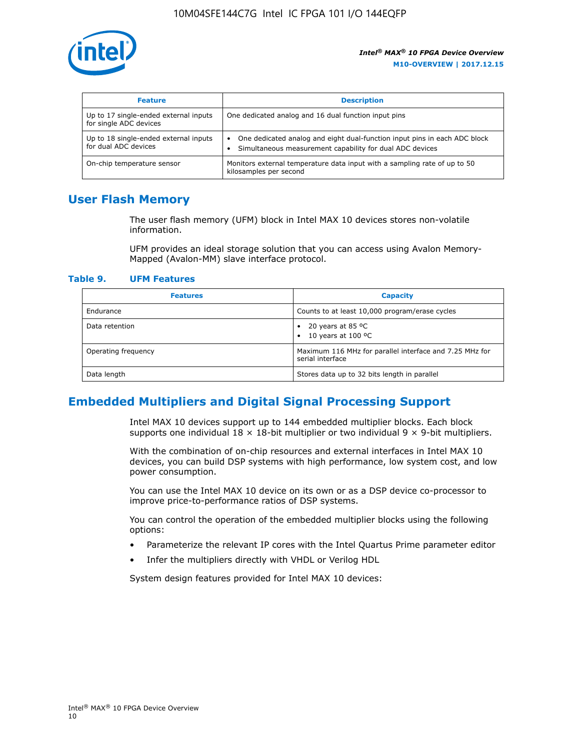| Feature | Description |
| --- | --- |
| Up to 17 single-ended external inputs for single ADC devices | One dedicated analog and 16 dual function input pins |
| Up to 18 single-ended external inputs for dual ADC devices | • One dedicated analog and eight dual-function input pins in each ADC block<br>• Simultaneous measurement capability for dual ADC devices |
| On-chip temperature sensor | Monitors external temperature data input with a sampling rate of up to 50 kilosamples per second |

## User Flash Memory

The user flash memory (UFM) block in Intel MAX 10 devices stores non-volatile information.

UFM provides an ideal storage solution that you can access using Avalon Memory-Mapped (Avalon-MM) slave interface protocol.

**Table 9. UFM Features**

| Features | Capacity |
| --- | --- |
| Endurance | Counts to at least 10,000 program/erase cycles |
| Data retention | • 20 years at 85 ºC<br>• 10 years at 100 ºC |
| Operating frequency | Maximum 116 MHz for parallel interface and 7.25 MHz for serial interface |
| Data length | Stores data up to 32 bits length in parallel |

## Embedded Multipliers and Digital Signal Processing Support

Intel MAX 10 devices support up to 144 embedded multiplier blocks. Each block supports one individual 18 × 18-bit multiplier or two individual 9 × 9-bit multipliers.

With the combination of on-chip resources and external interfaces in Intel MAX 10 devices, you can build DSP systems with high performance, low system cost, and low power consumption.

You can use the Intel MAX 10 device on its own or as a DSP device co-processor to improve price-to-performance ratios of DSP systems.

You can control the operation of the embedded multiplier blocks using the following options:

- Parameterize the relevant IP cores with the Intel Quartus Prime parameter editor
- Infer the multipliers directly with VHDL or Verilog HDL

System design features provided for Intel MAX 10 devices: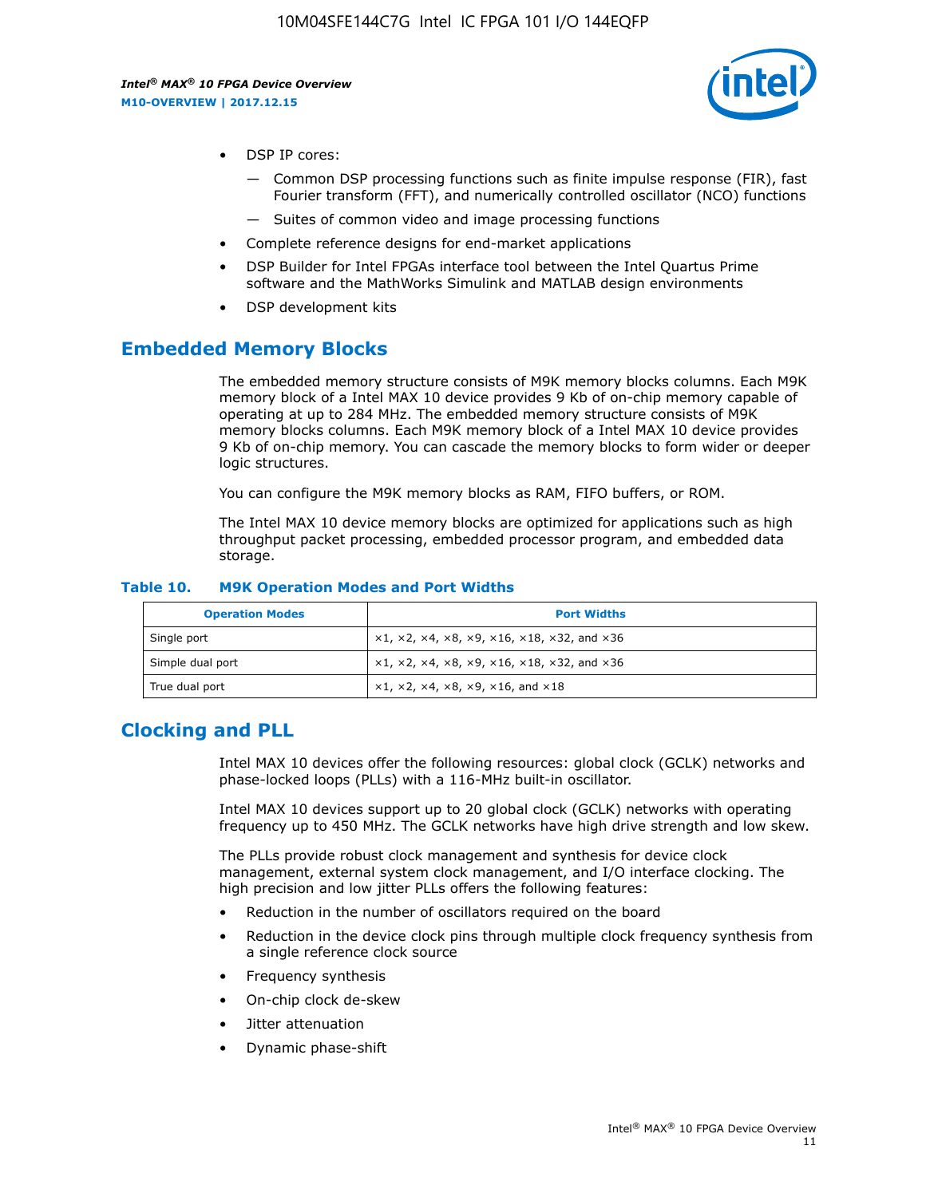- DSP IP cores:
  - Common DSP processing functions such as finite impulse response (FIR), fast Fourier transform (FFT), and numerically controlled oscillator (NCO) functions
  - Suites of common video and image processing functions
- Complete reference designs for end-market applications
- DSP Builder for Intel FPGAs interface tool between the Intel Quartus Prime software and the MathWorks Simulink and MATLAB design environments
- DSP development kits

## Embedded Memory Blocks

The embedded memory structure consists of M9K memory blocks columns. Each M9K memory block of a Intel MAX 10 device provides 9 Kb of on-chip memory capable of operating at up to 284 MHz. The embedded memory structure consists of M9K memory blocks columns. Each M9K memory block of a Intel MAX 10 device provides 9 Kb of on-chip memory. You can cascade the memory blocks to form wider or deeper logic structures.

You can configure the M9K memory blocks as RAM, FIFO buffers, or ROM.

The Intel MAX 10 device memory blocks are optimized for applications such as high throughput packet processing, embedded processor program, and embedded data storage.

**Table 10. M9K Operation Modes and Port Widths**

| Operation Modes | Port Widths |
| --- | --- |
| Single port | ×1, ×2, ×4, ×8, ×9, ×16, ×18, ×32, and ×36 |
| Simple dual port | ×1, ×2, ×4, ×8, ×9, ×16, ×18, ×32, and ×36 |
| True dual port | ×1, ×2, ×4, ×8, ×9, ×16, and ×18 |

## Clocking and PLL

Intel MAX 10 devices offer the following resources: global clock (GCLK) networks and phase-locked loops (PLLs) with a 116-MHz built-in oscillator.

Intel MAX 10 devices support up to 20 global clock (GCLK) networks with operating frequency up to 450 MHz. The GCLK networks have high drive strength and low skew.

The PLLs provide robust clock management and synthesis for device clock management, external system clock management, and I/O interface clocking. The high precision and low jitter PLLs offers the following features:

- Reduction in the number of oscillators required on the board
- Reduction in the device clock pins through multiple clock frequency synthesis from a single reference clock source
- Frequency synthesis
- On-chip clock de-skew
- Jitter attenuation
- Dynamic phase-shift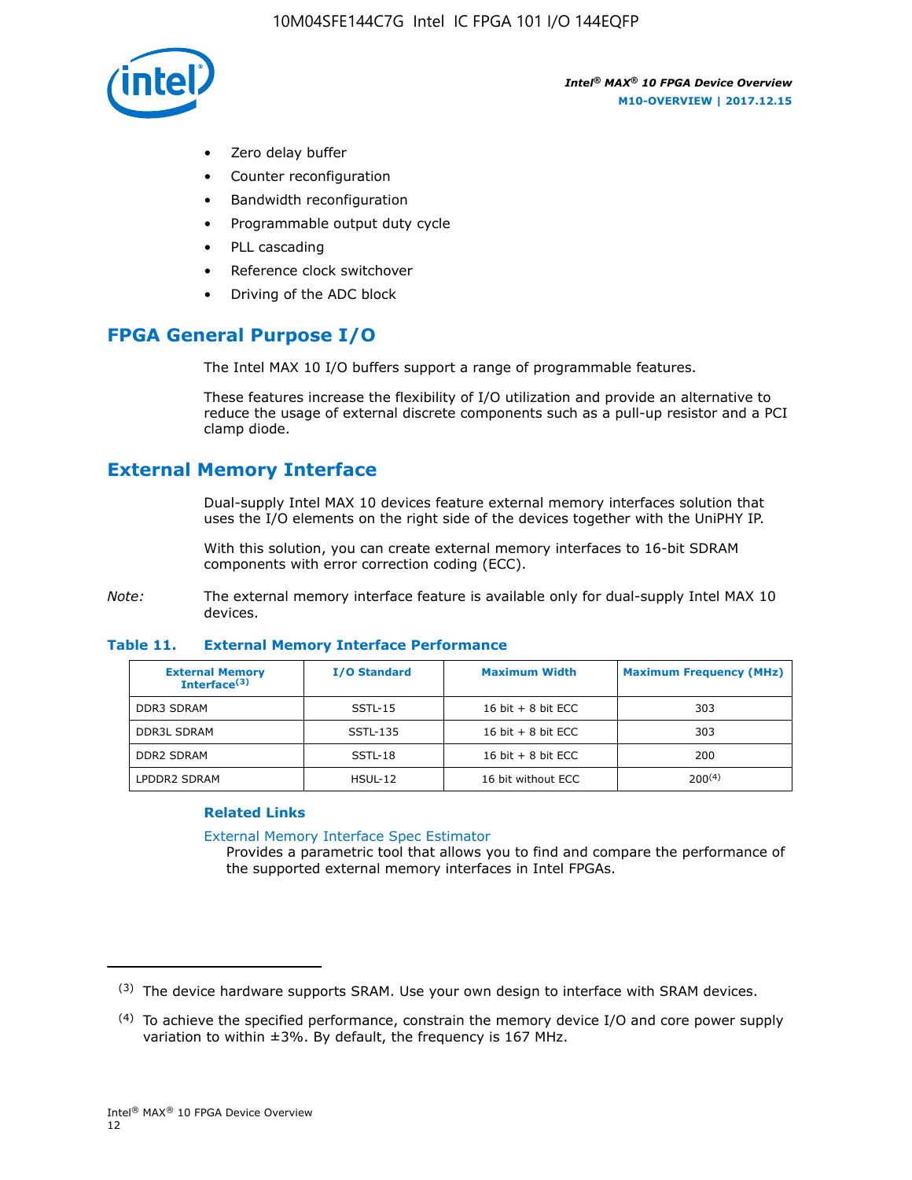- Zero delay buffer
- Counter reconfiguration
- Bandwidth reconfiguration
- Programmable output duty cycle
- PLL cascading
- Reference clock switchover
- Driving of the ADC block

## FPGA General Purpose I/O

The Intel MAX 10 I/O buffers support a range of programmable features.

These features increase the flexibility of I/O utilization and provide an alternative to reduce the usage of external discrete components such as a pull-up resistor and a PCI clamp diode.

## External Memory Interface

Dual-supply Intel MAX 10 devices feature external memory interfaces solution that uses the I/O elements on the right side of the devices together with the UniPHY IP.

With this solution, you can create external memory interfaces to 16-bit SDRAM components with error correction coding (ECC).

*Note:* The external memory interface feature is available only for dual-supply Intel MAX 10 devices.

**Table 11. External Memory Interface Performance**

| External Memory Interface[(3)] | I/O Standard | Maximum Width | Maximum Frequency (MHz) |
| --- | --- | --- | --- |
| DDR3 SDRAM | SSTL-15 | 16 bit + 8 bit ECC | 303 |
| DDR3L SDRAM | SSTL-135 | 16 bit + 8 bit ECC | 303 |
| DDR2 SDRAM | SSTL-18 | 16 bit + 8 bit ECC | 200 |
| LPDDR2 SDRAM | HSUL-12 | 16 bit without ECC | 200[(4)] |

### Related Links

External Memory Interface Spec Estimator
Provides a parametric tool that allows you to find and compare the performance of the supported external memory interfaces in Intel FPGAs.

---

(3) The device hardware supports SRAM. Use your own design to interface with SRAM devices.

(4) To achieve the specified performance, constrain the memory device I/O and core power supply variation to within ±3%. By default, the frequency is 167 MHz.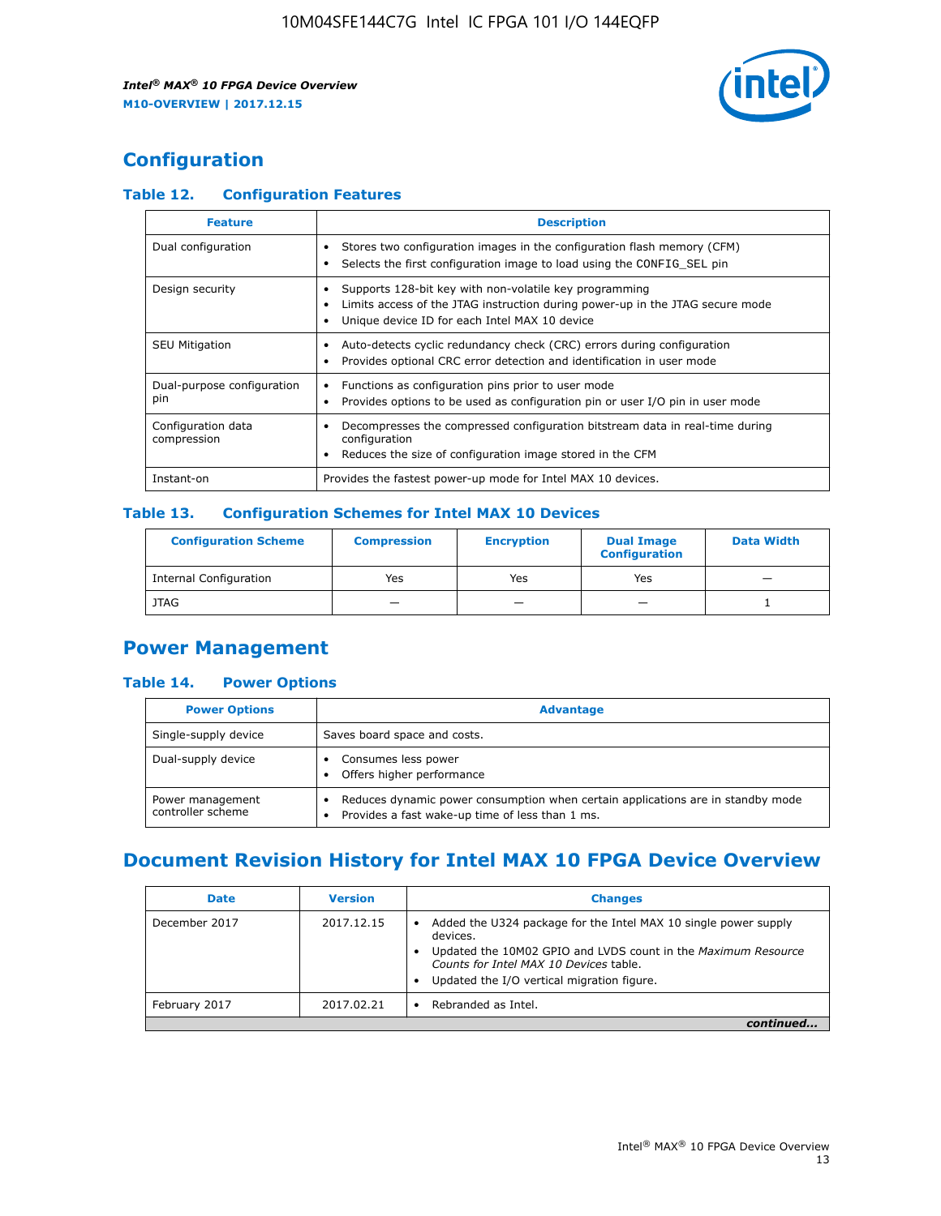## Configuration

### Table 12. Configuration Features

| Feature | Description |
|---|---|
| Dual configuration | • Stores two configuration images in the configuration flash memory (CFM)<br>• Selects the first configuration image to load using the CONFIG_SEL pin |
| Design security | • Supports 128-bit key with non-volatile key programming<br>• Limits access of the JTAG instruction during power-up in the JTAG secure mode<br>• Unique device ID for each Intel MAX 10 device |
| SEU Mitigation | • Auto-detects cyclic redundancy check (CRC) errors during configuration<br>• Provides optional CRC error detection and identification in user mode |
| Dual-purpose configuration pin | • Functions as configuration pins prior to user mode<br>• Provides options to be used as configuration pin or user I/O pin in user mode |
| Configuration data compression | • Decompresses the compressed configuration bitstream data in real-time during configuration<br>• Reduces the size of configuration image stored in the CFM |
| Instant-on | Provides the fastest power-up mode for Intel MAX 10 devices. |

### Table 13. Configuration Schemes for Intel MAX 10 Devices

| Configuration Scheme | Compression | Encryption | Dual Image Configuration | Data Width |
|---|---|---|---|---|
| Internal Configuration | Yes | Yes | Yes | — |
| JTAG | — | — | — | 1 |

## Power Management

### Table 14. Power Options

| Power Options | Advantage |
|---|---|
| Single-supply device | Saves board space and costs. |
| Dual-supply device | • Consumes less power<br>• Offers higher performance |
| Power management controller scheme | • Reduces dynamic power consumption when certain applications are in standby mode<br>• Provides a fast wake-up time of less than 1 ms. |

## Document Revision History for Intel MAX 10 FPGA Device Overview

| Date | Version | Changes |
|---|---|---|
| December 2017 | 2017.12.15 | • Added the U324 package for the Intel MAX 10 single power supply devices.<br>• Updated the 10M02 GPIO and LVDS count in the *Maximum Resource Counts for Intel MAX 10 Devices* table.<br>• Updated the I/O vertical migration figure. |
| February 2017 | 2017.02.21 | • Rebranded as Intel. |

*continued...*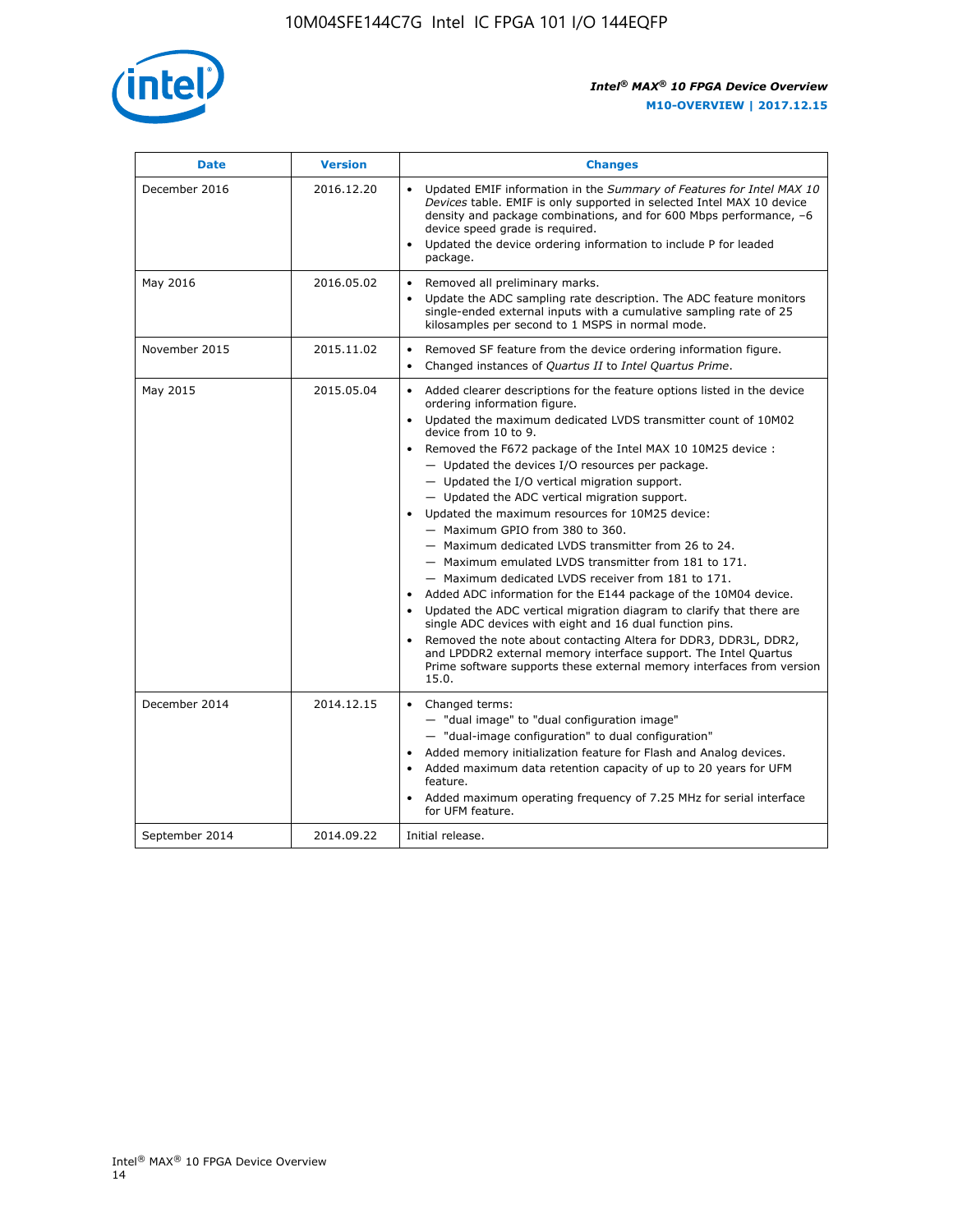| Date | Version | Changes |
| --- | --- | --- |
| December 2016 | 2016.12.20 | • Updated EMIF information in the *Summary of Features for Intel MAX 10 Devices* table. EMIF is only supported in selected Intel MAX 10 device density and package combinations, and for 600 Mbps performance, –6 device speed grade is required.<br>• Updated the device ordering information to include P for leaded package. |
| May 2016 | 2016.05.02 | • Removed all preliminary marks.<br>• Update the ADC sampling rate description. The ADC feature monitors single-ended external inputs with a cumulative sampling rate of 25 kilosamples per second to 1 MSPS in normal mode. |
| November 2015 | 2015.11.02 | • Removed SF feature from the device ordering information figure.<br>• Changed instances of *Quartus II* to *Intel Quartus Prime*. |
| May 2015 | 2015.05.04 | • Added clearer descriptions for the feature options listed in the device ordering information figure.<br>• Updated the maximum dedicated LVDS transmitter count of 10M02 device from 10 to 9.<br>• Removed the F672 package of the Intel MAX 10 10M25 device :<br>— Updated the devices I/O resources per package.<br>— Updated the I/O vertical migration support.<br>— Updated the ADC vertical migration support.<br>• Updated the maximum resources for 10M25 device:<br>— Maximum GPIO from 380 to 360.<br>— Maximum dedicated LVDS transmitter from 26 to 24.<br>— Maximum emulated LVDS transmitter from 181 to 171.<br>— Maximum dedicated LVDS receiver from 181 to 171.<br>• Added ADC information for the E144 package of the 10M04 device.<br>• Updated the ADC vertical migration diagram to clarify that there are single ADC devices with eight and 16 dual function pins.<br>• Removed the note about contacting Altera for DDR3, DDR3L, DDR2, and LPDDR2 external memory interface support. The Intel Quartus Prime software supports these external memory interfaces from version 15.0. |
| December 2014 | 2014.12.15 | • Changed terms:<br>— "dual image" to "dual configuration image"<br>— "dual-image configuration" to dual configuration"<br>• Added memory initialization feature for Flash and Analog devices.<br>• Added maximum data retention capacity of up to 20 years for UFM feature.<br>• Added maximum operating frequency of 7.25 MHz for serial interface for UFM feature. |
| September 2014 | 2014.09.22 | Initial release. |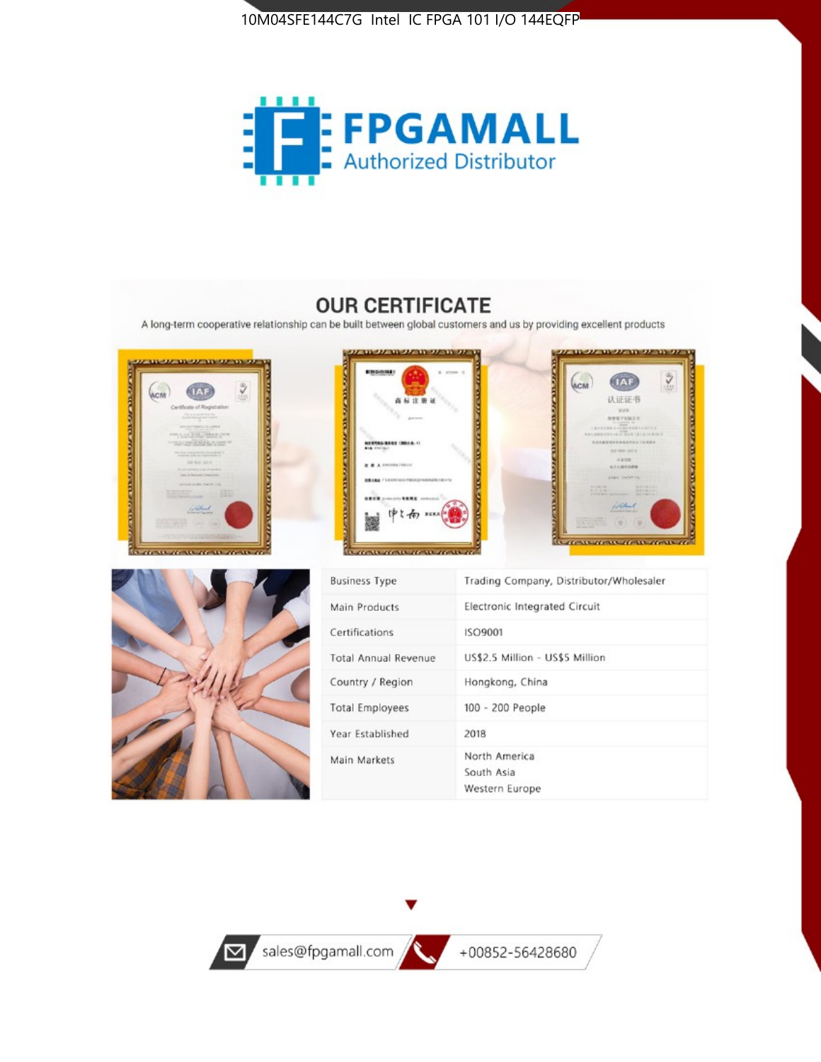# FPGAMALL

Authorized Distributor

## OUR CERTIFICATE

A long-term cooperative relationship can be built between global customers and us by providing excellent products

| | |
|---|---|
| Business Type | Trading Company, Distributor/Wholesaler |
| Main Products | Electronic Integrated Circuit |
| Certifications | ISO9001 |
| Total Annual Revenue | US$2.5 Million - US$5 Million |
| Country / Region | Hongkong, China |
| Total Employees | 100 - 200 People |
| Year Established | 2018 |
| Main Markets | North America<br>South Asia<br>Western Europe |

sales@fpgamall.com

+00852-56428680